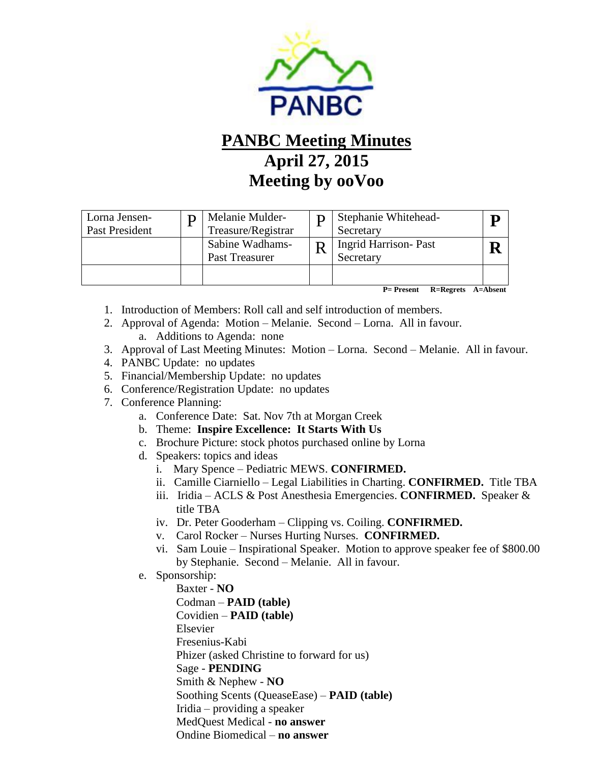# PANBC Meeting Minutes

## April 27, 2015

## Meeting by ooVoo

| | | | | | |
|---|---|---|---|---|---|
| Lorna Jensen- Past President | P | Melanie Mulder- Treasure/Registrar | P | Stephanie Whitehead- Secretary | **P** |
| | | Sabine Wadhams- Past Treasurer | R | Ingrid Harrison- Past Secretary | **R** |
| | | | | | |

**P= Present R=Regrets A=Absent**

1. Introduction of Members: Roll call and self introduction of members.
2. Approval of Agenda: Motion – Melanie. Second – Lorna. All in favour.
   a. Additions to Agenda: none
3. Approval of Last Meeting Minutes: Motion – Lorna. Second – Melanie. All in favour.
4. PANBC Update: no updates
5. Financial/Membership Update: no updates
6. Conference/Registration Update: no updates
7. Conference Planning:
   a. Conference Date: Sat. Nov 7th at Morgan Creek
   b. Theme: **Inspire Excellence: It Starts With Us**
   c. Brochure Picture: stock photos purchased online by Lorna
   d. Speakers: topics and ideas
      i. Mary Spence – Pediatric MEWS. **CONFIRMED.**
      ii. Camille Ciarniello – Legal Liabilities in Charting. **CONFIRMED.** Title TBA
      iii. Iridia – ACLS & Post Anesthesia Emergencies. **CONFIRMED.** Speaker & title TBA
      iv. Dr. Peter Gooderham – Clipping vs. Coiling. **CONFIRMED.**
      v. Carol Rocker – Nurses Hurting Nurses. **CONFIRMED.**
      vi. Sam Louie – Inspirational Speaker. Motion to approve speaker fee of $800.00 by Stephanie. Second – Melanie. All in favour.
   e. Sponsorship:
      - Baxter - **NO**
      - Codman – **PAID (table)**
      - Covidien – **PAID (table)**
      - Elsevier
      - Fresenius-Kabi
      - Phizer (asked Christine to forward for us)
      - Sage - **PENDING**
      - Smith & Nephew - **NO**
      - Soothing Scents (QueaseEase) – **PAID (table)**
      - Iridia – providing a speaker
      - MedQuest Medical - **no answer**
      - Ondine Biomedical – **no answer**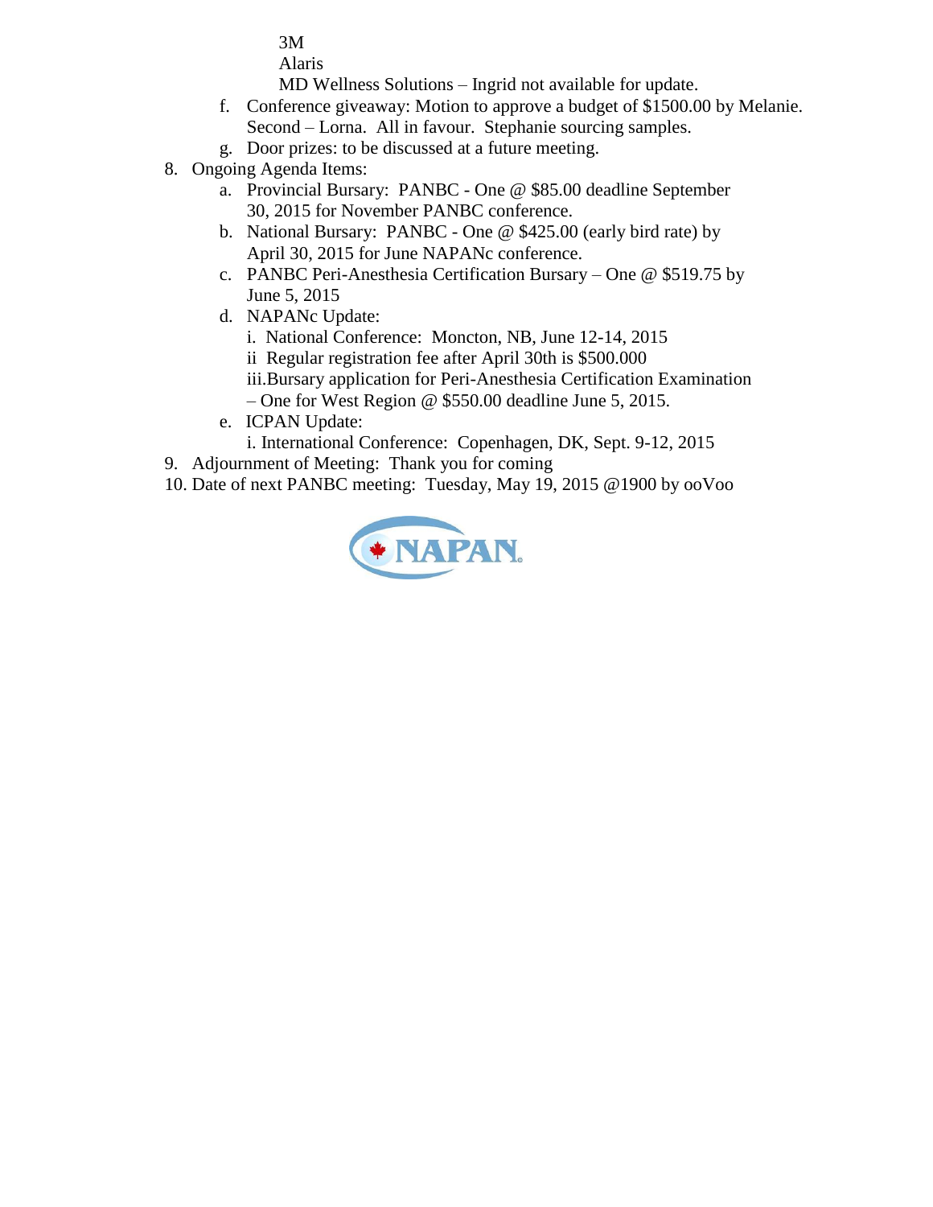3M
Alaris
MD Wellness Solutions – Ingrid not available for update.

f. Conference giveaway: Motion to approve a budget of $1500.00 by Melanie. Second – Lorna. All in favour. Stephanie sourcing samples.
g. Door prizes: to be discussed at a future meeting.

8. Ongoing Agenda Items:
   a. Provincial Bursary: PANBC - One @ $85.00 deadline September 30, 2015 for November PANBC conference.
   b. National Bursary: PANBC - One @ $425.00 (early bird rate) by April 30, 2015 for June NAPANc conference.
   c. PANBC Peri-Anesthesia Certification Bursary – One @ $519.75 by June 5, 2015
   d. NAPANc Update:
      i. National Conference: Moncton, NB, June 12-14, 2015
      ii Regular registration fee after April 30th is $500.000
      iii.Bursary application for Peri-Anesthesia Certification Examination – One for West Region @ $550.00 deadline June 5, 2015.
   e. ICPAN Update:
      i. International Conference: Copenhagen, DK, Sept. 9-12, 2015
9. Adjournment of Meeting: Thank you for coming
10. Date of next PANBC meeting: Tuesday, May 19, 2015 @1900 by ooVoo

NAPAN